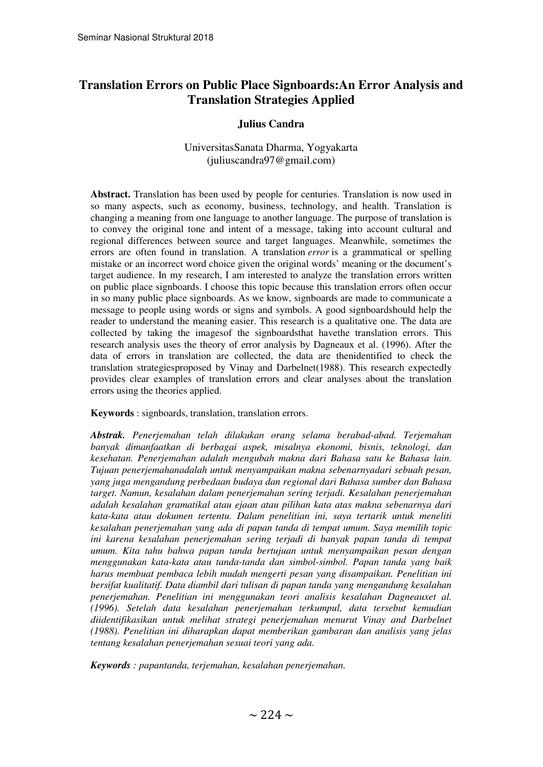# Translation Errors on Public Place Signboards:An Error Analysis and Translation Strategies Applied

**Julius Candra**

UniversitasSanata Dharma, Yogyakarta
(juliuscandra97@gmail.com)

**Abstract.** Translation has been used by people for centuries. Translation is now used in so many aspects, such as economy, business, technology, and health. Translation is changing a meaning from one language to another language. The purpose of translation is to convey the original tone and intent of a message, taking into account cultural and regional differences between source and target languages. Meanwhile, sometimes the errors are often found in translation. A translation *error* is a grammatical or spelling mistake or an incorrect word choice given the original words' meaning or the document's target audience. In my research, I am interested to analyze the translation errors written on public place signboards. I choose this topic because this translation errors often occur in so many public place signboards. As we know, signboards are made to communicate a message to people using words or signs and symbols. A good signboardshould help the reader to understand the meaning easier. This research is a qualitative one. The data are collected by taking the imagesof the signboardsthat havethe translation errors. This research analysis uses the theory of error analysis by Dagneaux et al. (1996). After the data of errors in translation are collected, the data are thenidentified to check the translation strategiesproposed by Vinay and Darbelnet(1988). This research expectedly provides clear examples of translation errors and clear analyses about the translation errors using the theories applied.

**Keywords** : signboards, translation, translation errors.

***Abstrak.*** *Penerjemahan telah dilakukan orang selama berabad-abad. Terjemahan banyak dimanfaatkan di berbagai aspek, misalnya ekonomi, bisnis, teknologi, dan kesehatan. Penerjemahan adalah mengubah makna dari Bahasa satu ke Bahasa lain. Tujuan penerjemahanadalah untuk menyampaikan makna sebenarnyadari sebuah pesan, yang juga mengandung perbedaan budaya dan regional dari Bahasa sumber dan Bahasa target. Namun, kesalahan dalam penerjemahan sering terjadi. Kesalahan penerjemahan adalah kesalahan gramatikal atau ejaan atau pilihan kata atas makna sebenarnya dari kata-kata atau dokumen tertentu. Dalam penelitian ini, saya tertarik untuk meneliti kesalahan penerjemahan yang ada di papan tanda di tempat umum. Saya memilih topic ini karena kesalahan penerjemahan sering terjadi di banyak papan tanda di tempat umum. Kita tahu bahwa papan tanda bertujuan untuk menyampaikan pesan dengan menggunakan kata-kata atau tanda-tanda dan simbol-simbol. Papan tanda yang baik harus membuat pembaca lebih mudah mengerti pesan yang disampaikan. Penelitian ini bersifat kualitatif. Data diambil dari tulisan di papan tanda yang mengandung kesalahan penerjemahan. Penelitian ini menggunakan teori analisis kesalahan Dagneauxet al. (1996). Setelah data kesalahan penerjemahan terkumpul, data tersebut kemudian diidentifikasikan untuk melihat strategi penerjemahan menurut Vinay and Darbelnet (1988). Penelitian ini diharapkan dapat memberikan gambaran dan analisis yang jelas tentang kesalahan penerjemahan sesuai teori yang ada.*

***Keywords*** *: papantanda, terjemahan, kesalahan penerjemahan.*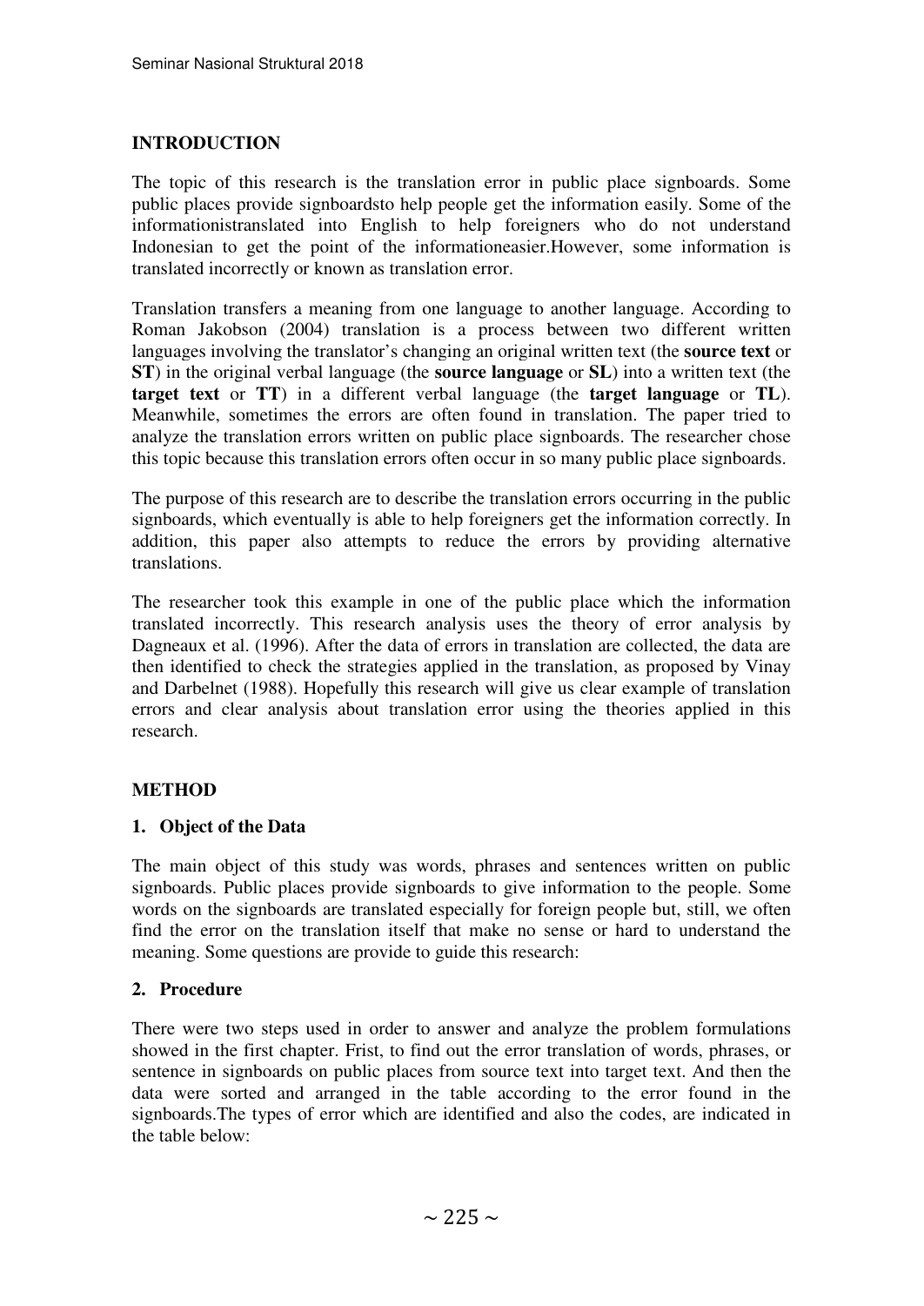## INTRODUCTION

The topic of this research is the translation error in public place signboards. Some public places provide signboardsto help people get the information easily. Some of the informationistranslated into English to help foreigners who do not understand Indonesian to get the point of the informationeasier.However, some information is translated incorrectly or known as translation error.

Translation transfers a meaning from one language to another language. According to Roman Jakobson (2004) translation is a process between two different written languages involving the translator's changing an original written text (the **source text** or **ST**) in the original verbal language (the **source language** or **SL**) into a written text (the **target text** or **TT**) in a different verbal language (the **target language** or **TL**). Meanwhile, sometimes the errors are often found in translation. The paper tried to analyze the translation errors written on public place signboards. The researcher chose this topic because this translation errors often occur in so many public place signboards.

The purpose of this research are to describe the translation errors occurring in the public signboards, which eventually is able to help foreigners get the information correctly. In addition, this paper also attempts to reduce the errors by providing alternative translations.

The researcher took this example in one of the public place which the information translated incorrectly. This research analysis uses the theory of error analysis by Dagneaux et al. (1996). After the data of errors in translation are collected, the data are then identified to check the strategies applied in the translation, as proposed by Vinay and Darbelnet (1988). Hopefully this research will give us clear example of translation errors and clear analysis about translation error using the theories applied in this research.

## METHOD

### 1. Object of the Data

The main object of this study was words, phrases and sentences written on public signboards. Public places provide signboards to give information to the people. Some words on the signboards are translated especially for foreign people but, still, we often find the error on the translation itself that make no sense or hard to understand the meaning. Some questions are provide to guide this research:

### 2. Procedure

There were two steps used in order to answer and analyze the problem formulations showed in the first chapter. Frist, to find out the error translation of words, phrases, or sentence in signboards on public places from source text into target text. And then the data were sorted and arranged in the table according to the error found in the signboards.The types of error which are identified and also the codes, are indicated in the table below: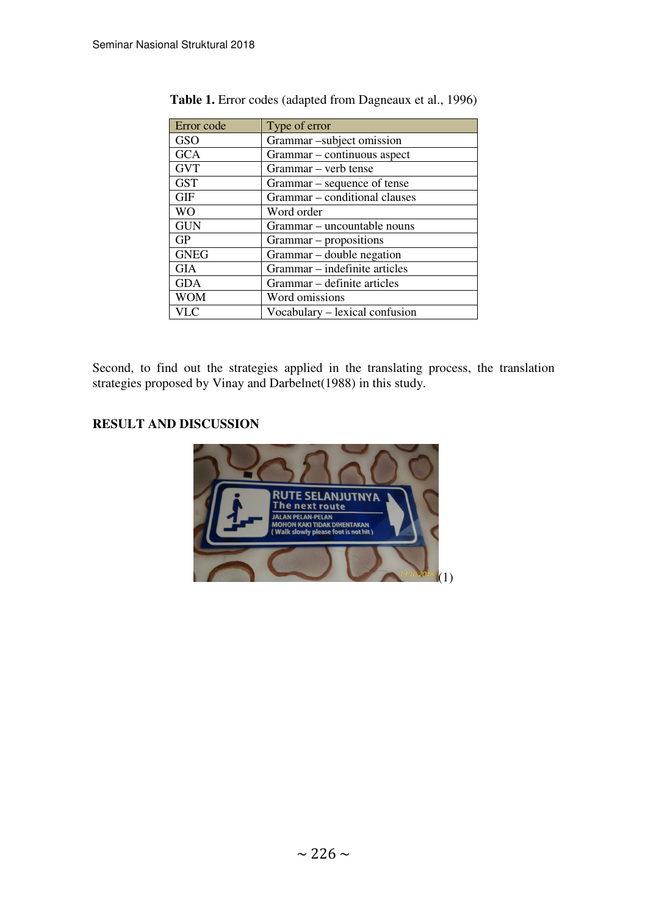**Table 1.** Error codes (adapted from Dagneaux et al., 1996)

| Error code | Type of error |
|---|---|
| GSO | Grammar –subject omission |
| GCA | Grammar – continuous aspect |
| GVT | Grammar – verb tense |
| GST | Grammar – sequence of tense |
| GIF | Grammar – conditional clauses |
| WO | Word order |
| GUN | Grammar – uncountable nouns |
| GP | Grammar – propositions |
| GNEG | Grammar – double negation |
| GIA | Grammar – indefinite articles |
| GDA | Grammar – definite articles |
| WOM | Word omissions |
| VLC | Vocabulary – lexical confusion |

Second, to find out the strategies applied in the translating process, the translation strategies proposed by Vinay and Darbelnet(1988) in this study.

## RESULT AND DISCUSSION

(1)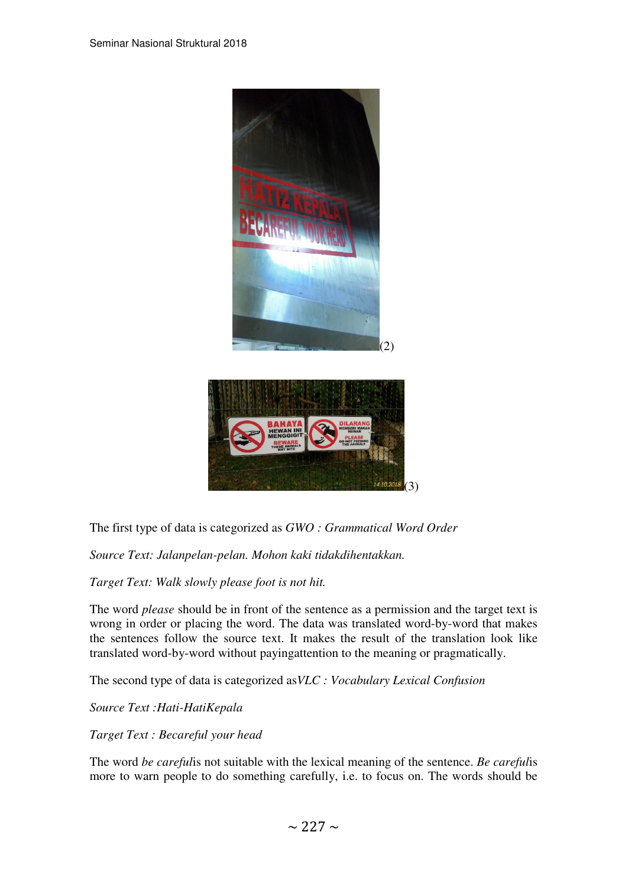(2)

(3)

The first type of data is categorized as *GWO : Grammatical Word Order*

*Source Text: Jalanpelan-pelan. Mohon kaki tidakdihentakkan.*

*Target Text: Walk slowly please foot is not hit.*

The word *please* should be in front of the sentence as a permission and the target text is wrong in order or placing the word. The data was translated word-by-word that makes the sentences follow the source text. It makes the result of the translation look like translated word-by-word without payingattention to the meaning or pragmatically.

The second type of data is categorized as*VLC : Vocabulary Lexical Confusion*

*Source Text :Hati-HatiKepala*

*Target Text : Becareful your head*

The word *be careful*is not suitable with the lexical meaning of the sentence. *Be careful*is more to warn people to do something carefully, i.e. to focus on. The words should be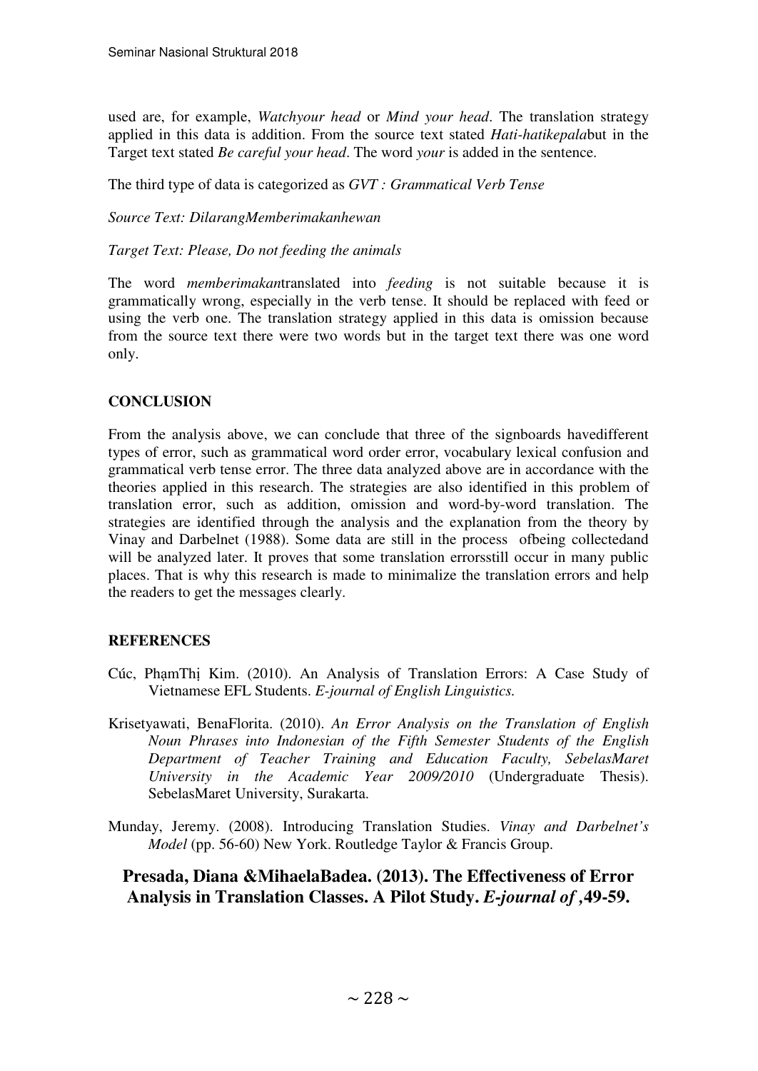used are, for example, *Watchyour head* or *Mind your head*. The translation strategy applied in this data is addition. From the source text stated *Hati-hatikepala*but in the Target text stated *Be careful your head*. The word *your* is added in the sentence.

The third type of data is categorized as *GVT : Grammatical Verb Tense*

*Source Text: DilarangMemberimakanhewan*

*Target Text: Please, Do not feeding the animals*

The word *memberimakan*translated into *feeding* is not suitable because it is grammatically wrong, especially in the verb tense. It should be replaced with feed or using the verb one. The translation strategy applied in this data is omission because from the source text there were two words but in the target text there was one word only.

## CONCLUSION

From the analysis above, we can conclude that three of the signboards havedifferent types of error, such as grammatical word order error, vocabulary lexical confusion and grammatical verb tense error. The three data analyzed above are in accordance with the theories applied in this research. The strategies are also identified in this problem of translation error, such as addition, omission and word-by-word translation. The strategies are identified through the analysis and the explanation from the theory by Vinay and Darbelnet (1988). Some data are still in the process ofbeing collectedand will be analyzed later. It proves that some translation errorsstill occur in many public places. That is why this research is made to minimalize the translation errors and help the readers to get the messages clearly.

## REFERENCES

Cúc, PhạmThị Kim. (2010). An Analysis of Translation Errors: A Case Study of Vietnamese EFL Students. *E-journal of English Linguistics.*

Krisetyawati, BenaFlorita. (2010). *An Error Analysis on the Translation of English Noun Phrases into Indonesian of the Fifth Semester Students of the English Department of Teacher Training and Education Faculty, SebelasMaret University in the Academic Year 2009/2010* (Undergraduate Thesis). SebelasMaret University, Surakarta.

Munday, Jeremy. (2008). Introducing Translation Studies. *Vinay and Darbelnet's Model* (pp. 56-60) New York. Routledge Taylor & Francis Group.

**Presada, Diana &MihaelaBadea. (2013). The Effectiveness of Error Analysis in Translation Classes. A Pilot Study. *E-journal of* ,49-59.**